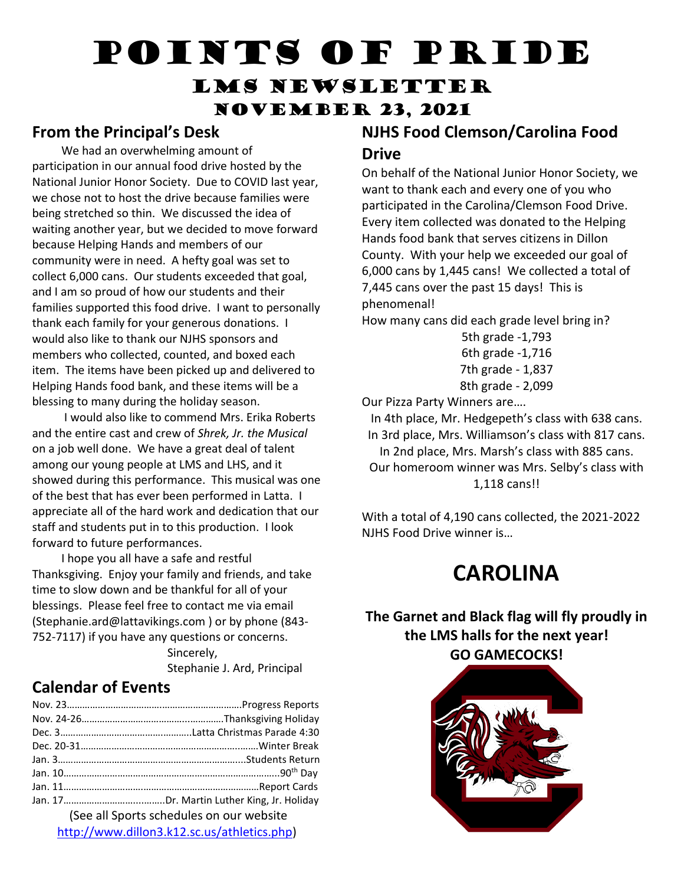# Points of Pride

## LMS Newsletter

### November 23, 2021

## From the Principal's Desk

We had an overwhelming amount of participation in our annual food drive hosted by the National Junior Honor Society. Due to COVID last year, we chose not to host the drive because families were being stretched so thin. We discussed the idea of waiting another year, but we decided to move forward because Helping Hands and members of our community were in need. A hefty goal was set to collect 6,000 cans. Our students exceeded that goal, and I am so proud of how our students and their families supported this food drive. I want to personally thank each family for your generous donations. I would also like to thank our NJHS sponsors and members who collected, counted, and boxed each item. The items have been picked up and delivered to Helping Hands food bank, and these items will be a blessing to many during the holiday season.

I would also like to commend Mrs. Erika Roberts and the entire cast and crew of *Shrek, Jr. the Musical* on a job well done. We have a great deal of talent among our young people at LMS and LHS, and it showed during this performance. This musical was one of the best that has ever been performed in Latta. I appreciate all of the hard work and dedication that our staff and students put in to this production. I look forward to future performances.

I hope you all have a safe and restful Thanksgiving. Enjoy your family and friends, and take time to slow down and be thankful for all of your blessings. Please feel free to contact me via email (Stephanie.ard@lattavikings.com ) or by phone (843-752-7117) if you have any questions or concerns.

Sincerely,
Stephanie J. Ard, Principal

## Calendar of Events

Nov. 23……………………………………………………Progress Reports
Nov. 24-26…………………………………………Thanksgiving Holiday
Dec. 3……………………………………………Latta Christmas Parade 4:30
Dec. 20-31…………………………………………………………Winter Break
Jan. 3…………………………………………………………Students Return
Jan. 10………………………………………………………………90th Day
Jan. 11……………………………………………………………Report Cards
Jan. 17………………………………Dr. Martin Luther King, Jr. Holiday

(See all Sports schedules on our website http://www.dillon3.k12.sc.us/athletics.php)

## NJHS Food Clemson/Carolina Food Drive

On behalf of the National Junior Honor Society, we want to thank each and every one of you who participated in the Carolina/Clemson Food Drive. Every item collected was donated to the Helping Hands food bank that serves citizens in Dillon County. With your help we exceeded our goal of 6,000 cans by 1,445 cans! We collected a total of 7,445 cans over the past 15 days! This is phenomenal!

How many cans did each grade level bring in?

5th grade -1,793
6th grade -1,716
7th grade - 1,837
8th grade - 2,099

Our Pizza Party Winners are….

In 4th place, Mr. Hedgepeth's class with 638 cans.
In 3rd place, Mrs. Williamson's class with 817 cans.
In 2nd place, Mrs. Marsh's class with 885 cans.
Our homeroom winner was Mrs. Selby's class with 1,118 cans!!

With a total of 4,190 cans collected, the 2021-2022 NJHS Food Drive winner is…

# CAROLINA

**The Garnet and Black flag will fly proudly in the LMS halls for the next year!**
**GO GAMECOCKS!**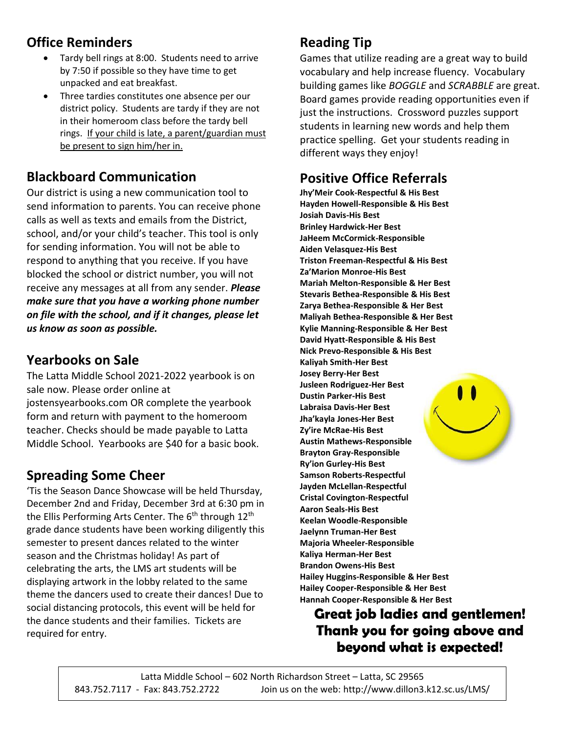## Office Reminders

- Tardy bell rings at 8:00. Students need to arrive by 7:50 if possible so they have time to get unpacked and eat breakfast.
- Three tardies constitutes one absence per our district policy. Students are tardy if they are not in their homeroom class before the tardy bell rings. <u>If your child is late, a parent/guardian must be present to sign him/her in.</u>

## Blackboard Communication

Our district is using a new communication tool to send information to parents. You can receive phone calls as well as texts and emails from the District, school, and/or your child's teacher. This tool is only for sending information. You will not be able to respond to anything that you receive. If you have blocked the school or district number, you will not receive any messages at all from any sender. ***Please make sure that you have a working phone number on file with the school, and if it changes, please let us know as soon as possible.***

## Yearbooks on Sale

The Latta Middle School 2021-2022 yearbook is on sale now. Please order online at jostensyearbooks.com OR complete the yearbook form and return with payment to the homeroom teacher. Checks should be made payable to Latta Middle School. Yearbooks are $40 for a basic book.

## Spreading Some Cheer

'Tis the Season Dance Showcase will be held Thursday, December 2nd and Friday, December 3rd at 6:30 pm in the Ellis Performing Arts Center. The 6th through 12th grade dance students have been working diligently this semester to present dances related to the winter season and the Christmas holiday! As part of celebrating the arts, the LMS art students will be displaying artwork in the lobby related to the same theme the dancers used to create their dances! Due to social distancing protocols, this event will be held for the dance students and their families. Tickets are required for entry.

## Reading Tip

Games that utilize reading are a great way to build vocabulary and help increase fluency. Vocabulary building games like *BOGGLE* and *SCRABBLE* are great. Board games provide reading opportunities even if just the instructions. Crossword puzzles support students in learning new words and help them practice spelling. Get your students reading in different ways they enjoy!

## Positive Office Referrals

**Jhy'Meir Cook-Respectful & His Best**
**Hayden Howell-Responsible & His Best**
**Josiah Davis-His Best**
**Brinley Hardwick-Her Best**
**JaHeem McCormick-Responsible**
**Aiden Velasquez-His Best**
**Triston Freeman-Respectful & His Best**
**Za'Marion Monroe-His Best**
**Mariah Melton-Responsible & Her Best**
**Stevaris Bethea-Responsible & His Best**
**Zarya Bethea-Responsible & Her Best**
**Maliyah Bethea-Responsible & Her Best**
**Kylie Manning-Responsible & Her Best**
**David Hyatt-Responsible & His Best**
**Nick Prevo-Responsible & His Best**
**Kaliyah Smith-Her Best**
**Josey Berry-Her Best**
**Jusleen Rodriguez-Her Best**
**Dustin Parker-His Best**
**Labraisa Davis-Her Best**
**Jha'kayla Jones-Her Best**
**Zy'ire McRae-His Best**
**Austin Mathews-Responsible**
**Brayton Gray-Responsible**
**Ry'ion Gurley-His Best**
**Samson Roberts-Respectful**
**Jayden McLellan-Respectful**
**Cristal Covington-Respectful**
**Aaron Seals-His Best**
**Keelan Woodle-Responsible**
**Jaelynn Truman-Her Best**
**Majoria Wheeler-Responsible**
**Kaliya Herman-Her Best**
**Brandon Owens-His Best**
**Hailey Huggins-Responsible & Her Best**
**Hailey Cooper-Responsible & Her Best**
**Hannah Cooper-Responsible & Her Best**

**Great job ladies and gentlemen! Thank you for going above and beyond what is expected!**

Latta Middle School – 602 North Richardson Street – Latta, SC 29565
843.752.7117 - Fax: 843.752.2722 Join us on the web: http://www.dillon3.k12.sc.us/LMS/